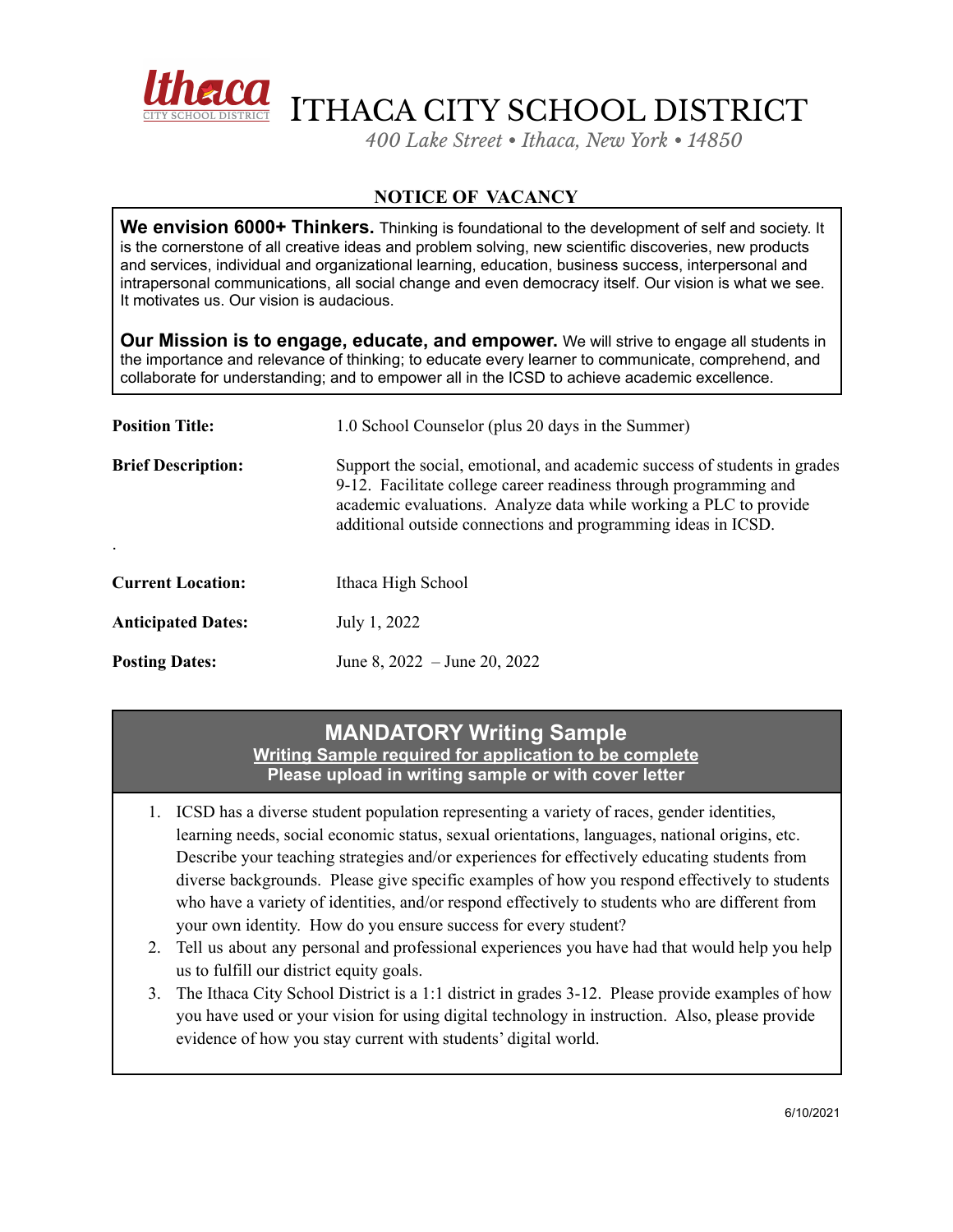# ITHACA CITY SCHOOL DISTRICT

*400 Lake Street • Ithaca, New York • 14850*

## NOTICE OF VACANCY

**We envision 6000+ Thinkers.** Thinking is foundational to the development of self and society. It is the cornerstone of all creative ideas and problem solving, new scientific discoveries, new products and services, individual and organizational learning, education, business success, interpersonal and intrapersonal communications, all social change and even democracy itself. Our vision is what we see. It motivates us. Our vision is audacious.

**Our Mission is to engage, educate, and empower.** We will strive to engage all students in the importance and relevance of thinking; to educate every learner to communicate, comprehend, and collaborate for understanding; and to empower all in the ICSD to achieve academic excellence.

| | |
|---|---|
| **Position Title:** | 1.0 School Counselor (plus 20 days in the Summer) |
| **Brief Description:** | Support the social, emotional, and academic success of students in grades 9-12. Facilitate college career readiness through programming and academic evaluations. Analyze data while working a PLC to provide additional outside connections and programming ideas in ICSD. |
| **Current Location:** | Ithaca High School |
| **Anticipated Dates:** | July 1, 2022 |
| **Posting Dates:** | June 8, 2022 – June 20, 2022 |

## MANDATORY Writing Sample

**Writing Sample required for application to be complete**

**Please upload in writing sample or with cover letter**

1. ICSD has a diverse student population representing a variety of races, gender identities, learning needs, social economic status, sexual orientations, languages, national origins, etc. Describe your teaching strategies and/or experiences for effectively educating students from diverse backgrounds. Please give specific examples of how you respond effectively to students who have a variety of identities, and/or respond effectively to students who are different from your own identity. How do you ensure success for every student?
2. Tell us about any personal and professional experiences you have had that would help you help us to fulfill our district equity goals.
3. The Ithaca City School District is a 1:1 district in grades 3-12. Please provide examples of how you have used or your vision for using digital technology in instruction. Also, please provide evidence of how you stay current with students' digital world.

6/10/2021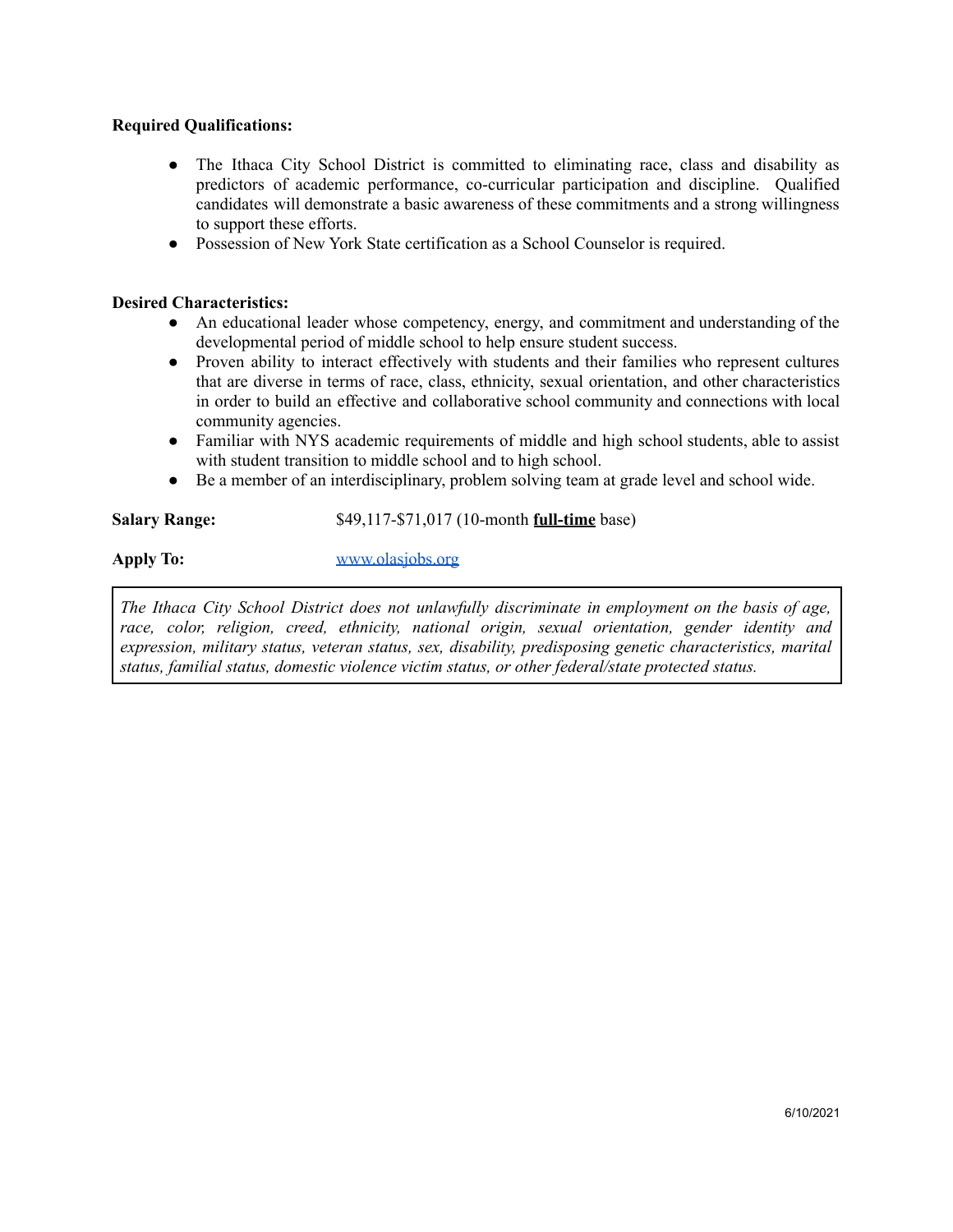**Required Qualifications:**

- The Ithaca City School District is committed to eliminating race, class and disability as predictors of academic performance, co-curricular participation and discipline. Qualified candidates will demonstrate a basic awareness of these commitments and a strong willingness to support these efforts.
- Possession of New York State certification as a School Counselor is required.

**Desired Characteristics:**

- An educational leader whose competency, energy, and commitment and understanding of the developmental period of middle school to help ensure student success.
- Proven ability to interact effectively with students and their families who represent cultures that are diverse in terms of race, class, ethnicity, sexual orientation, and other characteristics in order to build an effective and collaborative school community and connections with local community agencies.
- Familiar with NYS academic requirements of middle and high school students, able to assist with student transition to middle school and to high school.
- Be a member of an interdisciplinary, problem solving team at grade level and school wide.

**Salary Range:** $49,117-$71,017 (10-month **full-time** base)

**Apply To:** [www.olasjobs.org](http://www.olasjobs.org)

*The Ithaca City School District does not unlawfully discriminate in employment on the basis of age, race, color, religion, creed, ethnicity, national origin, sexual orientation, gender identity and expression, military status, veteran status, sex, disability, predisposing genetic characteristics, marital status, familial status, domestic violence victim status, or other federal/state protected status.*

6/10/2021